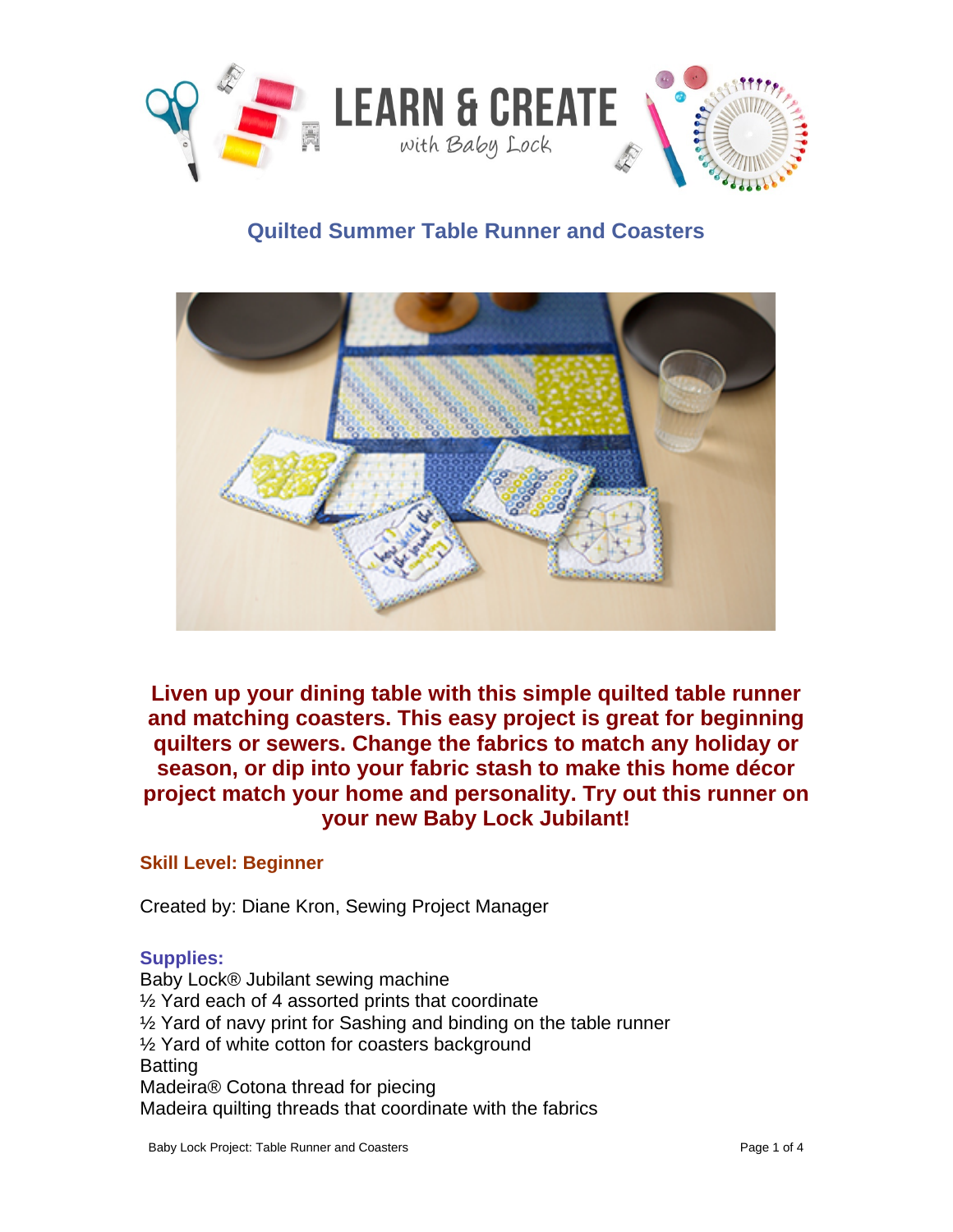# Quilted Summer Table Runner and Coasters

**Liven up your dining table with this simple quilted table runner and matching coasters. This easy project is great for beginning quilters or sewers. Change the fabrics to match any holiday or season, or dip into your fabric stash to make this home décor project match your home and personality. Try out this runner on your new Baby Lock Jubilant!**

**Skill Level: Beginner**

Created by: Diane Kron, Sewing Project Manager

**Supplies:**

Baby Lock® Jubilant sewing machine
½ Yard each of 4 assorted prints that coordinate
½ Yard of navy print for Sashing and binding on the table runner
½ Yard of white cotton for coasters background
Batting
Madeira® Cotona thread for piecing
Madeira quilting threads that coordinate with the fabrics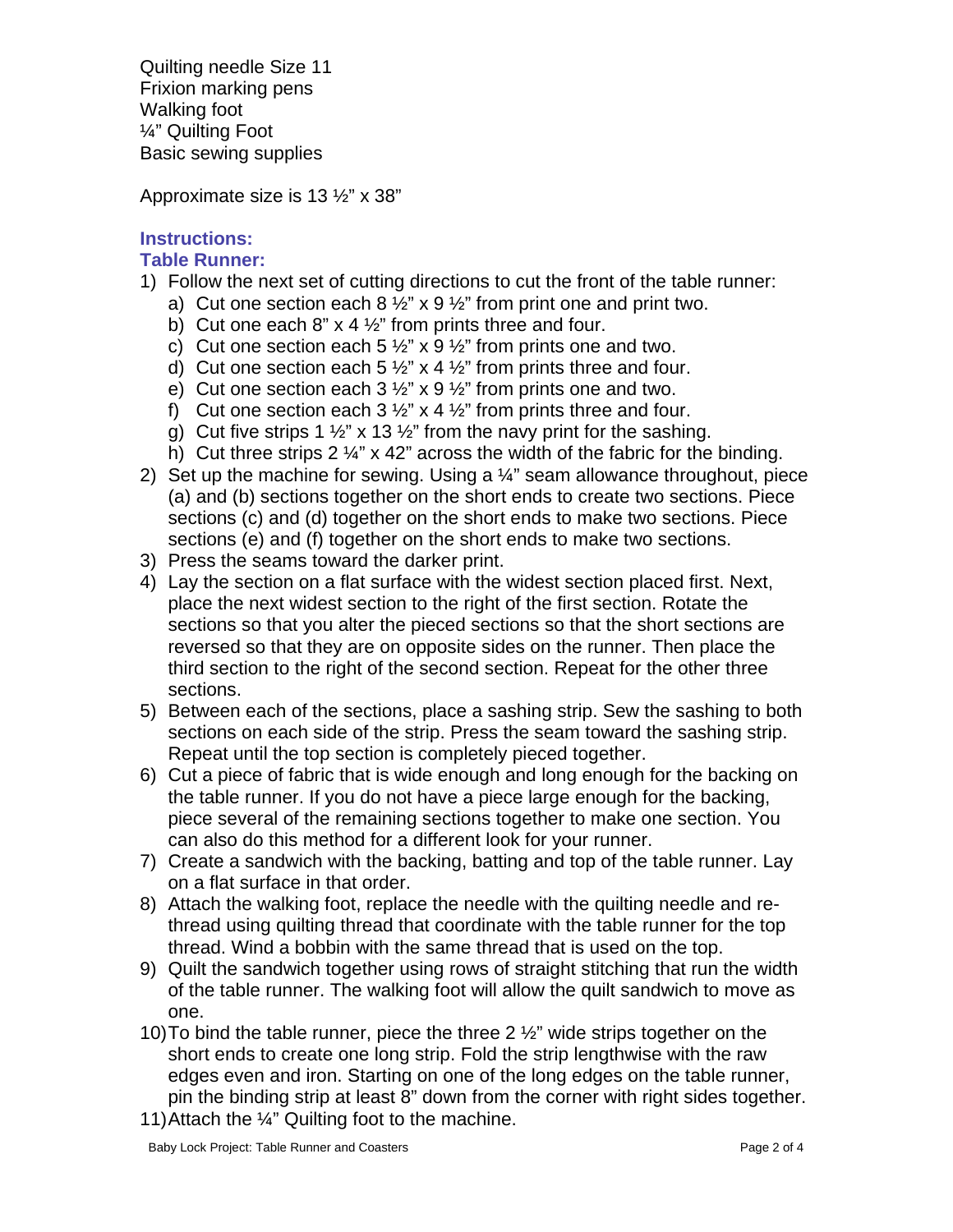Quilting needle Size 11
Frixion marking pens
Walking foot
¼" Quilting Foot
Basic sewing supplies

Approximate size is 13 ½" x 38"

### Instructions:

### Table Runner:

1) Follow the next set of cutting directions to cut the front of the table runner:
   a) Cut one section each 8 ½" x 9 ½" from print one and print two.
   b) Cut one each 8" x 4 ½" from prints three and four.
   c) Cut one section each 5 ½" x 9 ½" from prints one and two.
   d) Cut one section each 5 ½" x 4 ½" from prints three and four.
   e) Cut one section each 3 ½" x 9 ½" from prints one and two.
   f) Cut one section each 3 ½" x 4 ½" from prints three and four.
   g) Cut five strips 1 ½" x 13 ½" from the navy print for the sashing.
   h) Cut three strips 2 ¼" x 42" across the width of the fabric for the binding.
2) Set up the machine for sewing. Using a ¼" seam allowance throughout, piece (a) and (b) sections together on the short ends to create two sections. Piece sections (c) and (d) together on the short ends to make two sections. Piece sections (e) and (f) together on the short ends to make two sections.
3) Press the seams toward the darker print.
4) Lay the section on a flat surface with the widest section placed first. Next, place the next widest section to the right of the first section. Rotate the sections so that you alter the pieced sections so that the short sections are reversed so that they are on opposite sides on the runner. Then place the third section to the right of the second section. Repeat for the other three sections.
5) Between each of the sections, place a sashing strip. Sew the sashing to both sections on each side of the strip. Press the seam toward the sashing strip. Repeat until the top section is completely pieced together.
6) Cut a piece of fabric that is wide enough and long enough for the backing on the table runner. If you do not have a piece large enough for the backing, piece several of the remaining sections together to make one section. You can also do this method for a different look for your runner.
7) Create a sandwich with the backing, batting and top of the table runner. Lay on a flat surface in that order.
8) Attach the walking foot, replace the needle with the quilting needle and re-thread using quilting thread that coordinate with the table runner for the top thread. Wind a bobbin with the same thread that is used on the top.
9) Quilt the sandwich together using rows of straight stitching that run the width of the table runner. The walking foot will allow the quilt sandwich to move as one.
10) To bind the table runner, piece the three 2 ½" wide strips together on the short ends to create one long strip. Fold the strip lengthwise with the raw edges even and iron. Starting on one of the long edges on the table runner, pin the binding strip at least 8" down from the corner with right sides together.
11) Attach the ¼" Quilting foot to the machine.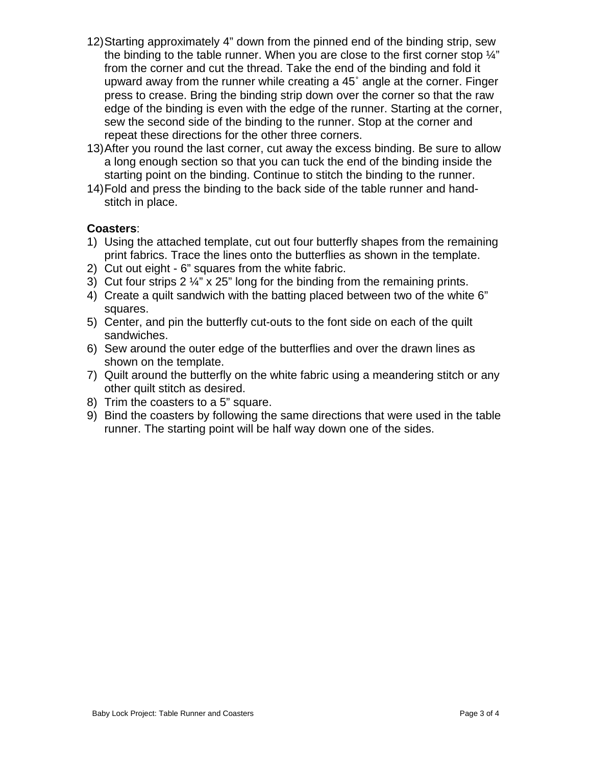12) Starting approximately 4” down from the pinned end of the binding strip, sew the binding to the table runner. When you are close to the first corner stop ¼” from the corner and cut the thread. Take the end of the binding and fold it upward away from the runner while creating a 45˚ angle at the corner. Finger press to crease. Bring the binding strip down over the corner so that the raw edge of the binding is even with the edge of the runner. Starting at the corner, sew the second side of the binding to the runner. Stop at the corner and repeat these directions for the other three corners.
13) After you round the last corner, cut away the excess binding. Be sure to allow a long enough section so that you can tuck the end of the binding inside the starting point on the binding. Continue to stitch the binding to the runner.
14) Fold and press the binding to the back side of the table runner and hand-stitch in place.

**Coasters**:

1) Using the attached template, cut out four butterfly shapes from the remaining print fabrics. Trace the lines onto the butterflies as shown in the template.
2) Cut out eight - 6” squares from the white fabric.
3) Cut four strips 2 ¼” x 25” long for the binding from the remaining prints.
4) Create a quilt sandwich with the batting placed between two of the white 6” squares.
5) Center, and pin the butterfly cut-outs to the font side on each of the quilt sandwiches.
6) Sew around the outer edge of the butterflies and over the drawn lines as shown on the template.
7) Quilt around the butterfly on the white fabric using a meandering stitch or any other quilt stitch as desired.
8) Trim the coasters to a 5” square.
9) Bind the coasters by following the same directions that were used in the table runner. The starting point will be half way down one of the sides.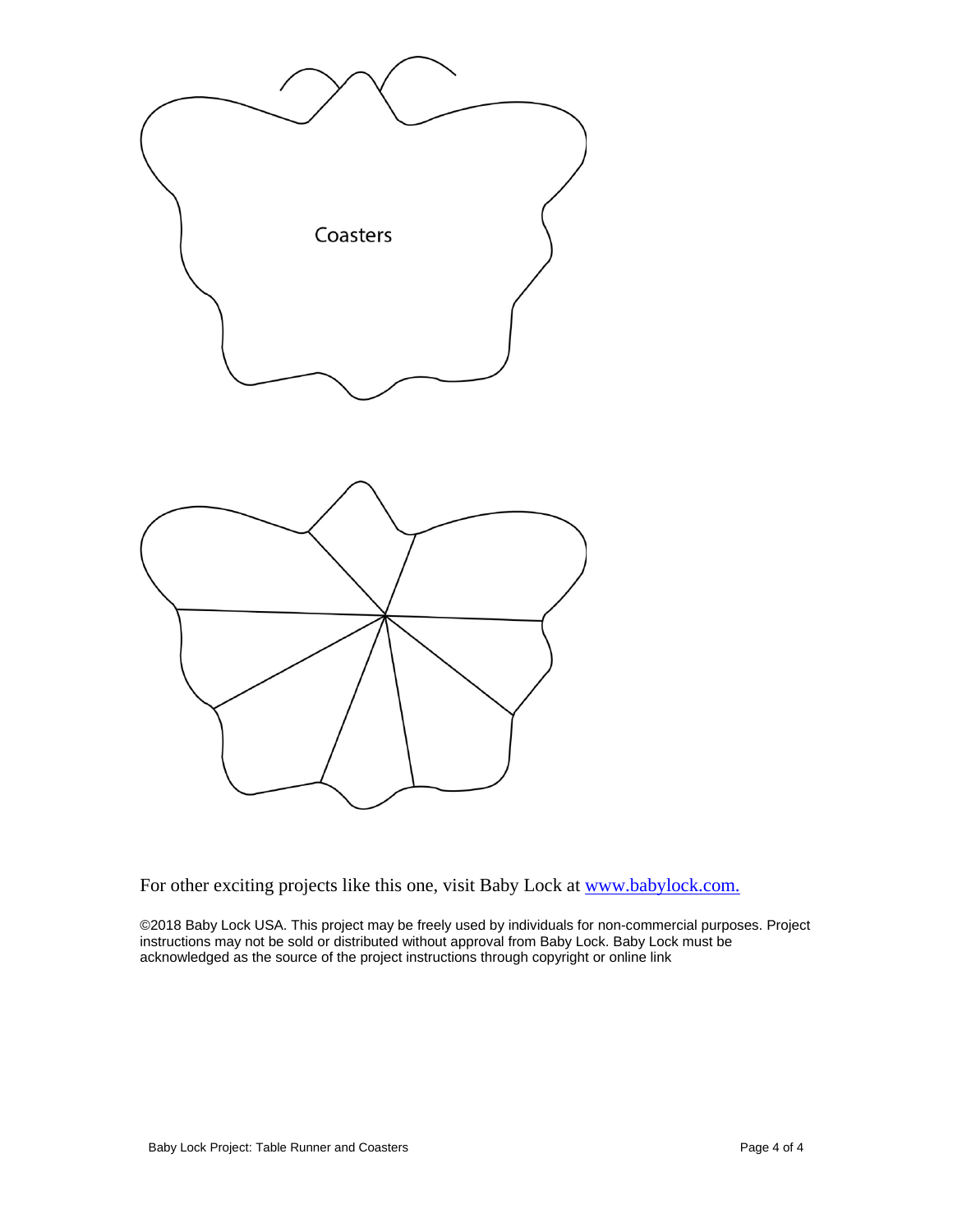Coasters

For other exciting projects like this one, visit Baby Lock at [www.babylock.com.](http://www.babylock.com)

©2018 Baby Lock USA. This project may be freely used by individuals for non-commercial purposes. Project instructions may not be sold or distributed without approval from Baby Lock. Baby Lock must be acknowledged as the source of the project instructions through copyright or online link